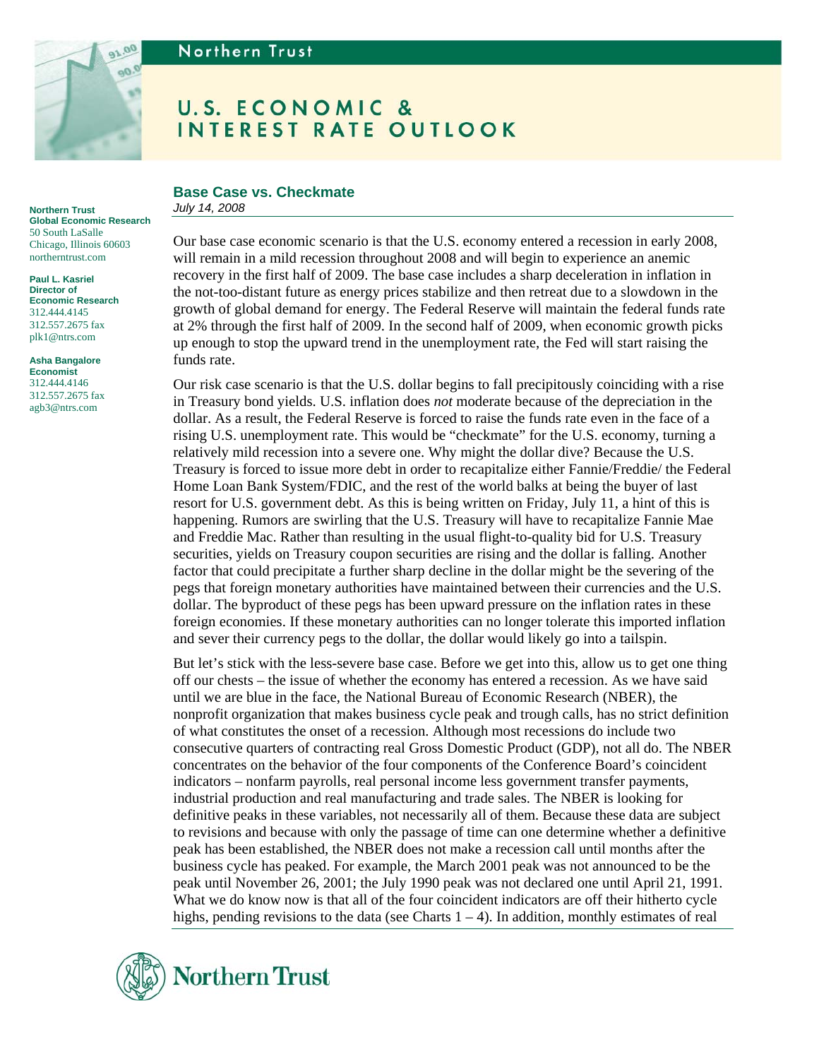Northern Trust

# U.S. ECONOMIC & INTEREST RATE OUTLOOK

**Northern Trust**
**Global Economic Research**
50 South LaSalle
Chicago, Illinois 60603
northerntrust.com

**Paul L. Kasriel**
**Director of Economic Research**
312.444.4145
312.557.2675 fax
plk1@ntrs.com

**Asha Bangalore**
**Economist**
312.444.4146
312.557.2675 fax
agb3@ntrs.com

## Base Case vs. Checkmate

*July 14, 2008*

Our base case economic scenario is that the U.S. economy entered a recession in early 2008, will remain in a mild recession throughout 2008 and will begin to experience an anemic recovery in the first half of 2009. The base case includes a sharp deceleration in inflation in the not-too-distant future as energy prices stabilize and then retreat due to a slowdown in the growth of global demand for energy. The Federal Reserve will maintain the federal funds rate at 2% through the first half of 2009. In the second half of 2009, when economic growth picks up enough to stop the upward trend in the unemployment rate, the Fed will start raising the funds rate.

Our risk case scenario is that the U.S. dollar begins to fall precipitously coinciding with a rise in Treasury bond yields. U.S. inflation does *not* moderate because of the depreciation in the dollar. As a result, the Federal Reserve is forced to raise the funds rate even in the face of a rising U.S. unemployment rate. This would be "checkmate" for the U.S. economy, turning a relatively mild recession into a severe one. Why might the dollar dive? Because the U.S. Treasury is forced to issue more debt in order to recapitalize either Fannie/Freddie/ the Federal Home Loan Bank System/FDIC, and the rest of the world balks at being the buyer of last resort for U.S. government debt. As this is being written on Friday, July 11, a hint of this is happening. Rumors are swirling that the U.S. Treasury will have to recapitalize Fannie Mae and Freddie Mac. Rather than resulting in the usual flight-to-quality bid for U.S. Treasury securities, yields on Treasury coupon securities are rising and the dollar is falling. Another factor that could precipitate a further sharp decline in the dollar might be the severing of the pegs that foreign monetary authorities have maintained between their currencies and the U.S. dollar. The byproduct of these pegs has been upward pressure on the inflation rates in these foreign economies. If these monetary authorities can no longer tolerate this imported inflation and sever their currency pegs to the dollar, the dollar would likely go into a tailspin.

But let's stick with the less-severe base case. Before we get into this, allow us to get one thing off our chests – the issue of whether the economy has entered a recession. As we have said until we are blue in the face, the National Bureau of Economic Research (NBER), the nonprofit organization that makes business cycle peak and trough calls, has no strict definition of what constitutes the onset of a recession. Although most recessions do include two consecutive quarters of contracting real Gross Domestic Product (GDP), not all do. The NBER concentrates on the behavior of the four components of the Conference Board's coincident indicators – nonfarm payrolls, real personal income less government transfer payments, industrial production and real manufacturing and trade sales. The NBER is looking for definitive peaks in these variables, not necessarily all of them. Because these data are subject to revisions and because with only the passage of time can one determine whether a definitive peak has been established, the NBER does not make a recession call until months after the business cycle has peaked. For example, the March 2001 peak was not announced to be the peak until November 26, 2001; the July 1990 peak was not declared one until April 21, 1991. What we do know now is that all of the four coincident indicators are off their hitherto cycle highs, pending revisions to the data (see Charts 1 – 4). In addition, monthly estimates of real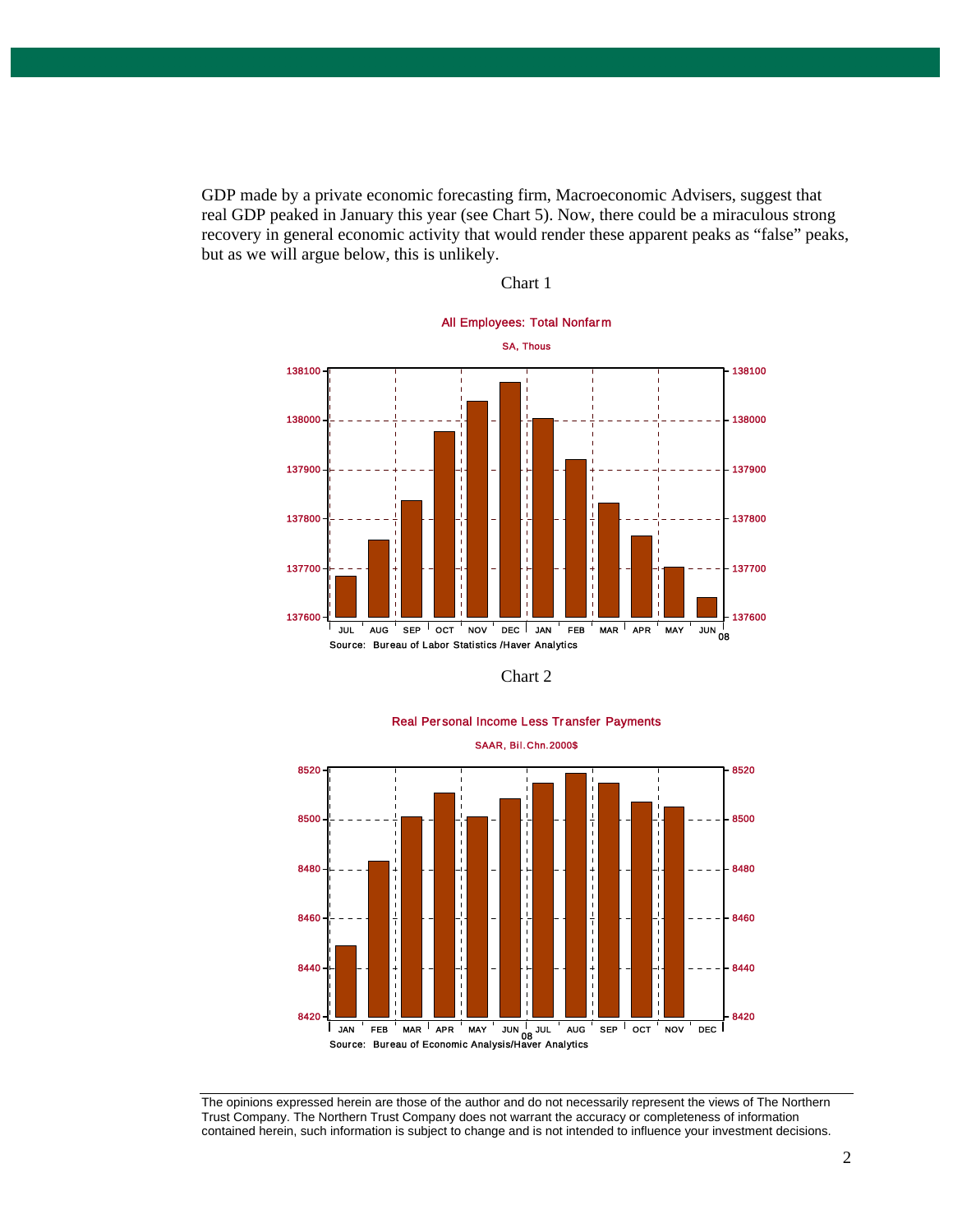GDP made by a private economic forecasting firm, Macroeconomic Advisers, suggest that real GDP peaked in January this year (see Chart 5). Now, there could be a miraculous strong recovery in general economic activity that would render these apparent peaks as "false" peaks, but as we will argue below, this is unlikely.

Chart 1

All Employees: Total Nonfarm

SA, Thous

Source: Bureau of Labor Statistics /Haver Analytics

Chart 2

Real Personal Income Less Transfer Payments

SAAR, Bil.Chn.2000$

Source: Bureau of Economic Analysis/Haver Analytics

The opinions expressed herein are those of the author and do not necessarily represent the views of The Northern Trust Company. The Northern Trust Company does not warrant the accuracy or completeness of information contained herein, such information is subject to change and is not intended to influence your investment decisions.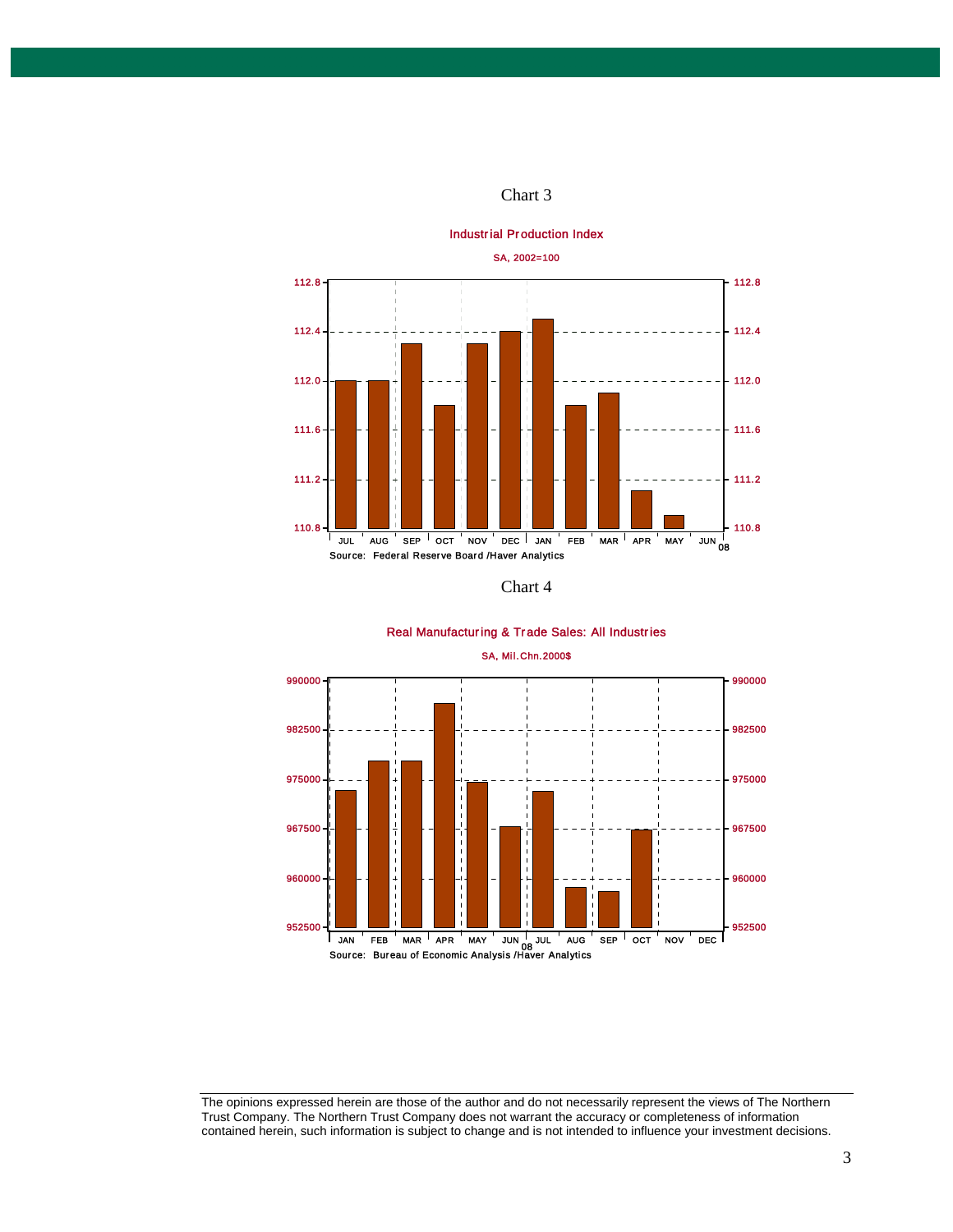Chart 3

Industrial Production Index

SA, 2002=100

Source: Federal Reserve Board /Haver Analytics

Chart 4

Real Manufacturing & Trade Sales: All Industries

SA, Mil.Chn.2000$

Source: Bureau of Economic Analysis /Haver Analytics

The opinions expressed herein are those of the author and do not necessarily represent the views of The Northern Trust Company. The Northern Trust Company does not warrant the accuracy or completeness of information contained herein, such information is subject to change and is not intended to influence your investment decisions.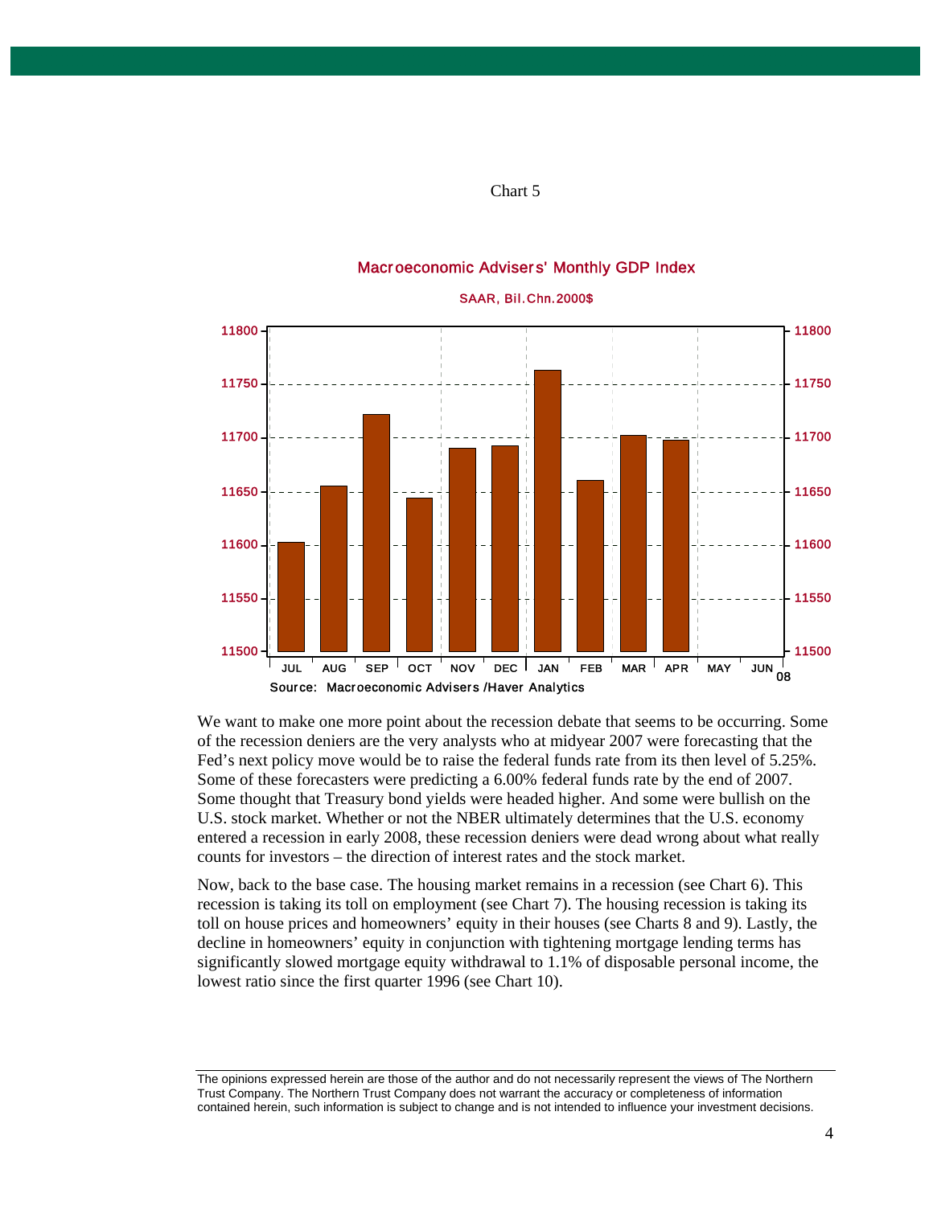Chart 5

Macroeconomic Advisers' Monthly GDP Index

SAAR, Bil.Chn.2000$

Source: Macroeconomic Advisers /Haver Analytics

We want to make one more point about the recession debate that seems to be occurring. Some of the recession deniers are the very analysts who at midyear 2007 were forecasting that the Fed's next policy move would be to raise the federal funds rate from its then level of 5.25%. Some of these forecasters were predicting a 6.00% federal funds rate by the end of 2007. Some thought that Treasury bond yields were headed higher. And some were bullish on the U.S. stock market. Whether or not the NBER ultimately determines that the U.S. economy entered a recession in early 2008, these recession deniers were dead wrong about what really counts for investors – the direction of interest rates and the stock market.

Now, back to the base case. The housing market remains in a recession (see Chart 6). This recession is taking its toll on employment (see Chart 7). The housing recession is taking its toll on house prices and homeowners' equity in their houses (see Charts 8 and 9). Lastly, the decline in homeowners' equity in conjunction with tightening mortgage lending terms has significantly slowed mortgage equity withdrawal to 1.1% of disposable personal income, the lowest ratio since the first quarter 1996 (see Chart 10).

The opinions expressed herein are those of the author and do not necessarily represent the views of The Northern Trust Company. The Northern Trust Company does not warrant the accuracy or completeness of information contained herein, such information is subject to change and is not intended to influence your investment decisions.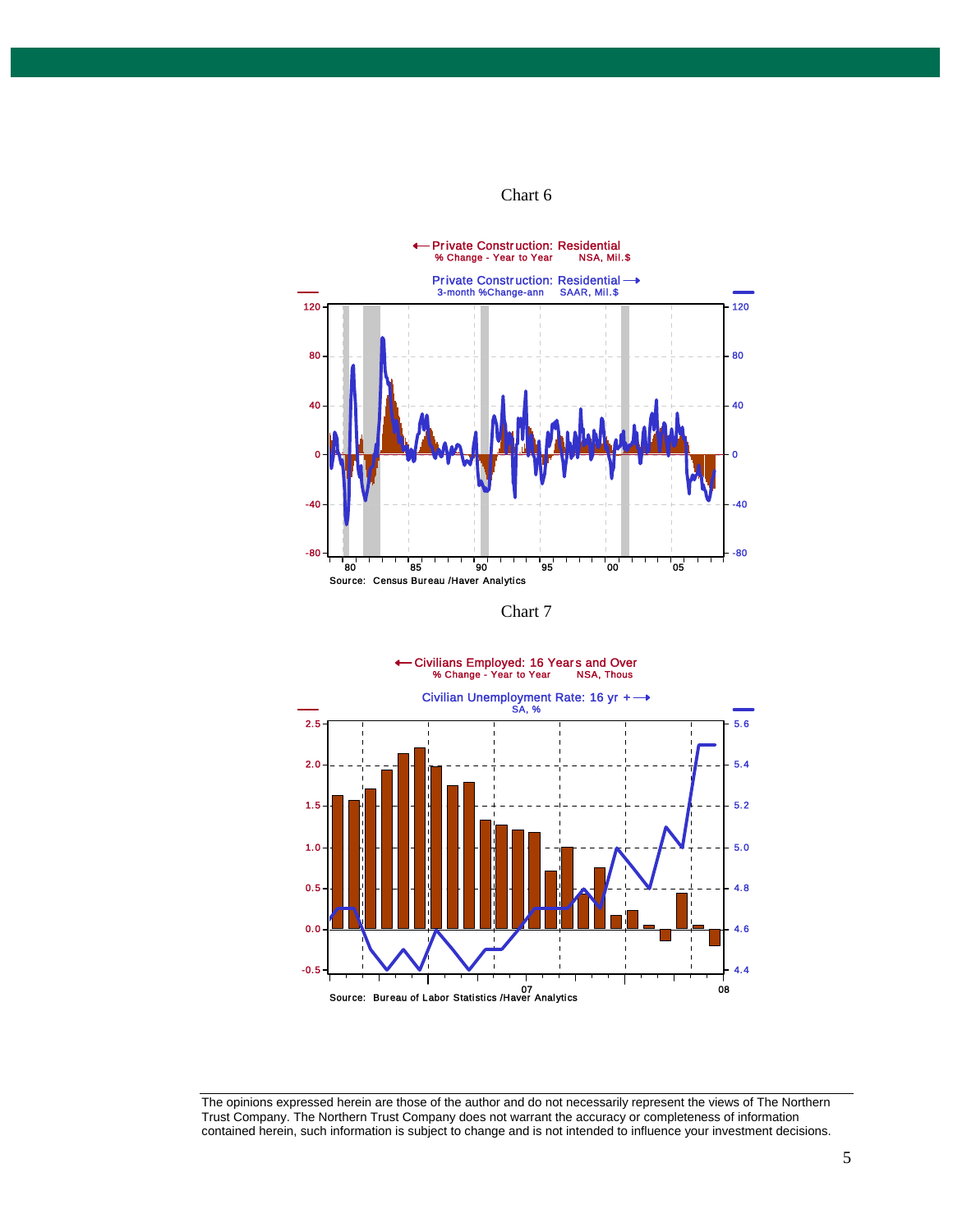Chart 6

←Private Construction: Residential
% Change - Year to Year NSA, Mil.$

Private Construction: Residential →
3-month %Change-ann SAAR, Mil.$

Source: Census Bureau /Haver Analytics

Chart 7

←Civilians Employed: 16 Years and Over
% Change - Year to Year NSA, Thous

Civilian Unemployment Rate: 16 yr + →
SA, %

Source: Bureau of Labor Statistics /Haver Analytics

The opinions expressed herein are those of the author and do not necessarily represent the views of The Northern Trust Company. The Northern Trust Company does not warrant the accuracy or completeness of information contained herein, such information is subject to change and is not intended to influence your investment decisions.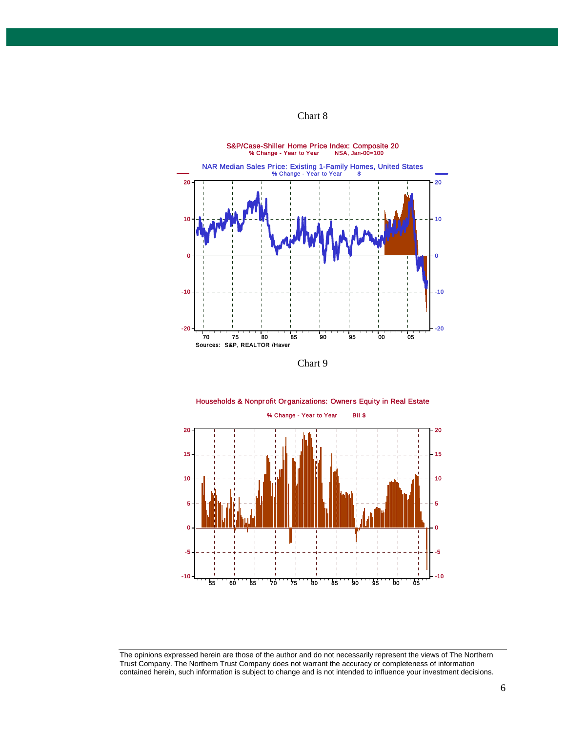Chart 8

S&P/Case-Shiller Home Price Index: Composite 20
% Change - Year to Year NSA, Jan-00=100

NAR Median Sales Price: Existing 1-Family Homes, United States
% Change - Year to Year $

Sources: S&P, REALTOR /Haver

Chart 9

Households & Nonprofit Organizations: Owners Equity in Real Estate
% Change - Year to Year Bil $

The opinions expressed herein are those of the author and do not necessarily represent the views of The Northern Trust Company. The Northern Trust Company does not warrant the accuracy or completeness of information contained herein, such information is subject to change and is not intended to influence your investment decisions.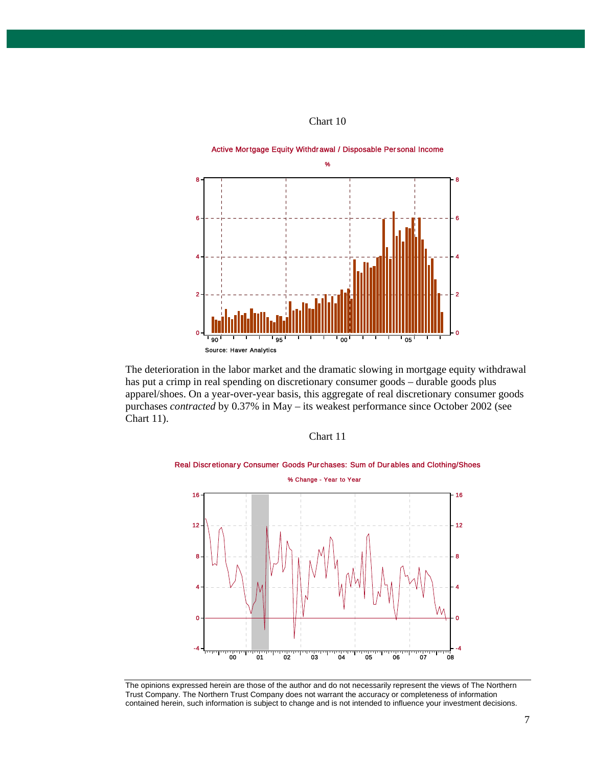Chart 10

Active Mortgage Equity Withdrawal / Disposable Personal Income

%

Source: Haver Analytics

The deterioration in the labor market and the dramatic slowing in mortgage equity withdrawal has put a crimp in real spending on discretionary consumer goods – durable goods plus apparel/shoes. On a year-over-year basis, this aggregate of real discretionary consumer goods purchases *contracted* by 0.37% in May – its weakest performance since October 2002 (see Chart 11).

Chart 11

Real Discretionary Consumer Goods Purchases: Sum of Durables and Clothing/Shoes

% Change - Year to Year

The opinions expressed herein are those of the author and do not necessarily represent the views of The Northern Trust Company. The Northern Trust Company does not warrant the accuracy or completeness of information contained herein, such information is subject to change and is not intended to influence your investment decisions.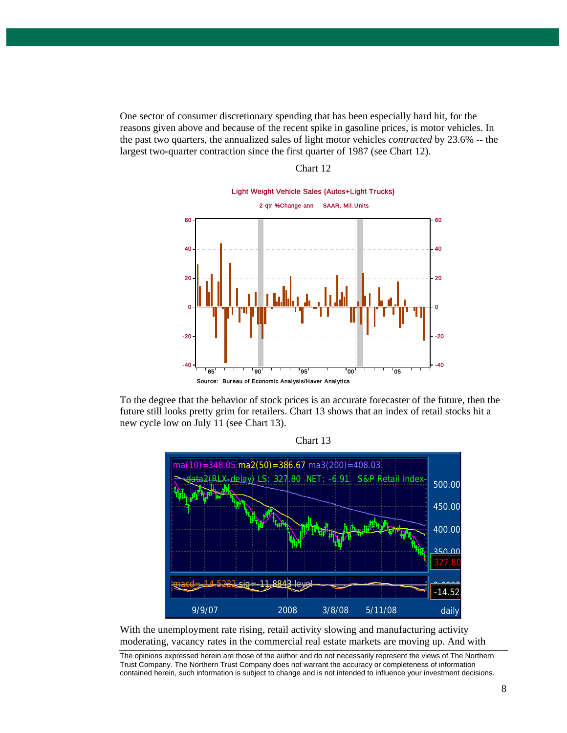One sector of consumer discretionary spending that has been especially hard hit, for the reasons given above and because of the recent spike in gasoline prices, is motor vehicles. In the past two quarters, the annualized sales of light motor vehicles *contracted* by 23.6% -- the largest two-quarter contraction since the first quarter of 1987 (see Chart 12).

Chart 12

To the degree that the behavior of stock prices is an accurate forecaster of the future, then the future still looks pretty grim for retailers. Chart 13 shows that an index of retail stocks hit a new cycle low on July 11 (see Chart 13).

Chart 13

With the unemployment rate rising, retail activity slowing and manufacturing activity moderating, vacancy rates in the commercial real estate markets are moving up. And with

The opinions expressed herein are those of the author and do not necessarily represent the views of The Northern Trust Company. The Northern Trust Company does not warrant the accuracy or completeness of information contained herein, such information is subject to change and is not intended to influence your investment decisions.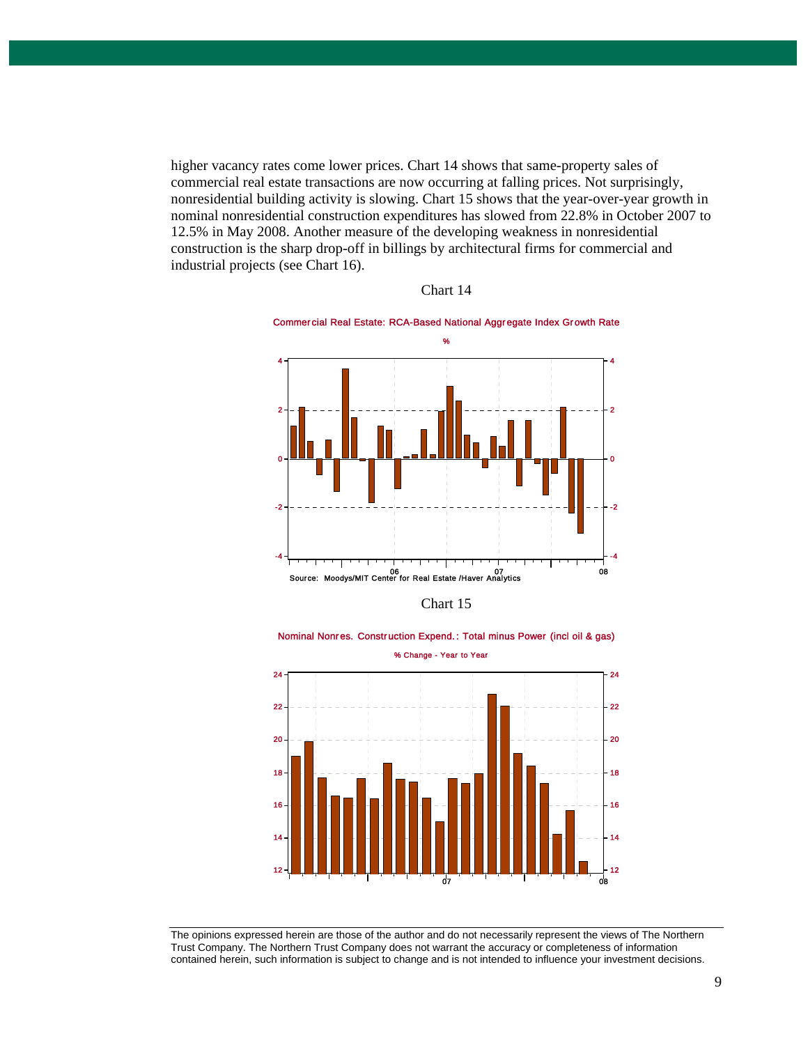higher vacancy rates come lower prices. Chart 14 shows that same-property sales of commercial real estate transactions are now occurring at falling prices. Not surprisingly, nonresidential building activity is slowing. Chart 15 shows that the year-over-year growth in nominal nonresidential construction expenditures has slowed from 22.8% in October 2007 to 12.5% in May 2008. Another measure of the developing weakness in nonresidential construction is the sharp drop-off in billings by architectural firms for commercial and industrial projects (see Chart 16).

Chart 14

Commercial Real Estate: RCA-Based National Aggregate Index Growth Rate

%

Source: Moodys/MIT Center for Real Estate /Haver Analytics

Chart 15

Nominal Nonres. Construction Expend.: Total minus Power (incl oil & gas)

% Change - Year to Year

The opinions expressed herein are those of the author and do not necessarily represent the views of The Northern Trust Company. The Northern Trust Company does not warrant the accuracy or completeness of information contained herein, such information is subject to change and is not intended to influence your investment decisions.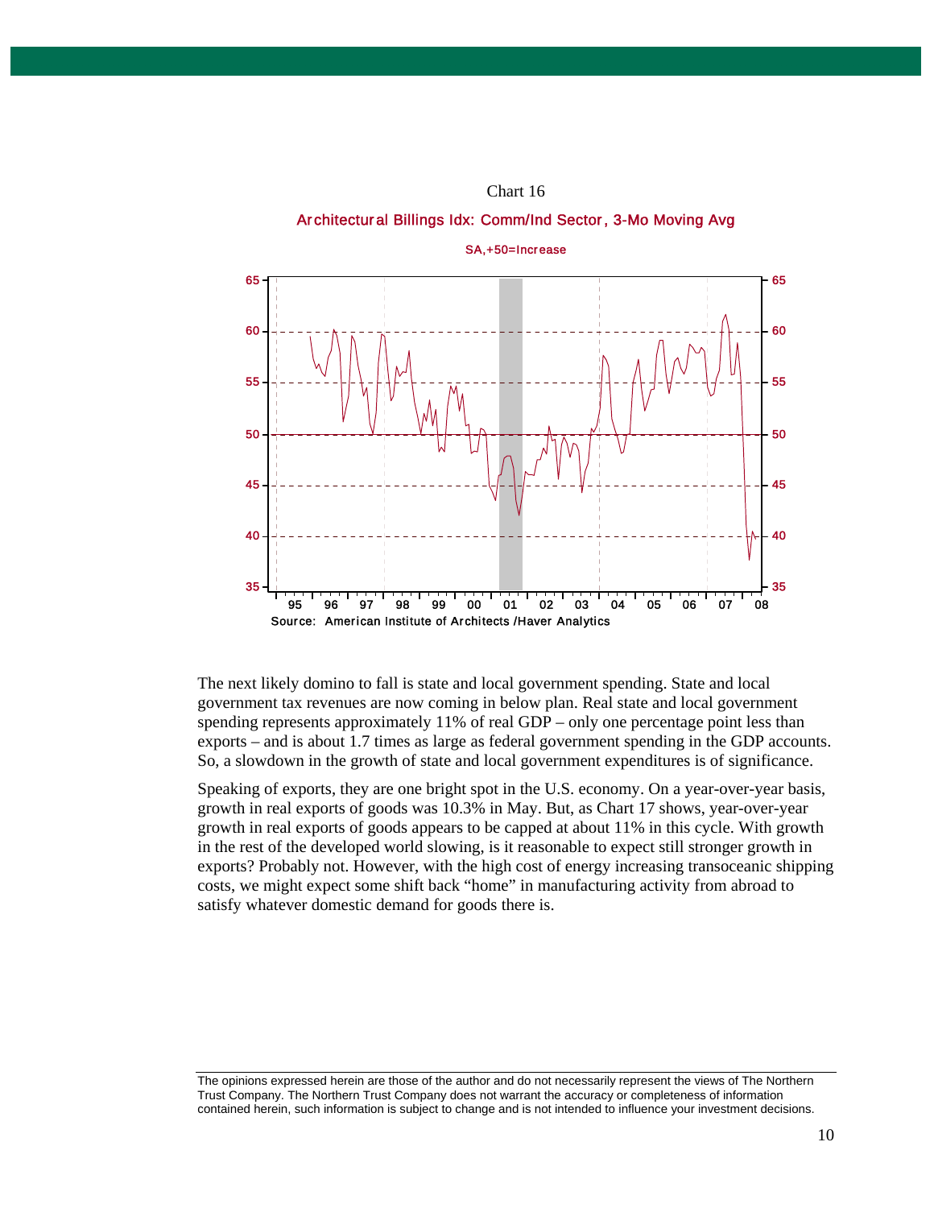Chart 16

Architectural Billings Idx: Comm/Ind Sector, 3-Mo Moving Avg

SA,+50=Increase

Source: American Institute of Architects /Haver Analytics

The next likely domino to fall is state and local government spending. State and local government tax revenues are now coming in below plan. Real state and local government spending represents approximately 11% of real GDP – only one percentage point less than exports – and is about 1.7 times as large as federal government spending in the GDP accounts. So, a slowdown in the growth of state and local government expenditures is of significance.

Speaking of exports, they are one bright spot in the U.S. economy. On a year-over-year basis, growth in real exports of goods was 10.3% in May. But, as Chart 17 shows, year-over-year growth in real exports of goods appears to be capped at about 11% in this cycle. With growth in the rest of the developed world slowing, is it reasonable to expect still stronger growth in exports? Probably not. However, with the high cost of energy increasing transoceanic shipping costs, we might expect some shift back "home" in manufacturing activity from abroad to satisfy whatever domestic demand for goods there is.

The opinions expressed herein are those of the author and do not necessarily represent the views of The Northern Trust Company. The Northern Trust Company does not warrant the accuracy or completeness of information contained herein, such information is subject to change and is not intended to influence your investment decisions.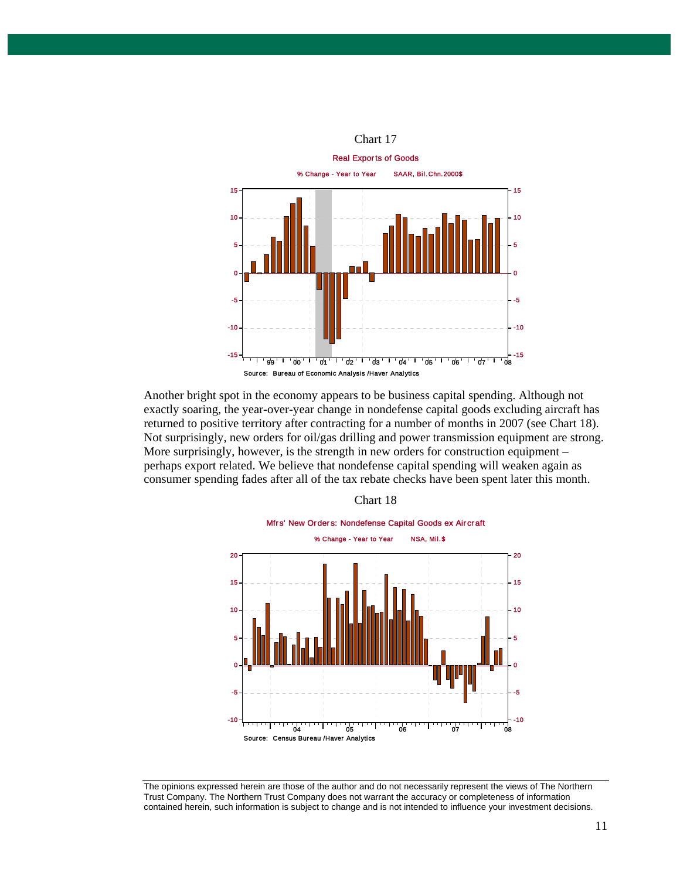Chart 17

Real Exports of Goods

% Change - Year to Year SAAR, Bil.Chn.2000$

Source: Bureau of Economic Analysis /Haver Analytics

Another bright spot in the economy appears to be business capital spending. Although not exactly soaring, the year-over-year change in nondefense capital goods excluding aircraft has returned to positive territory after contracting for a number of months in 2007 (see Chart 18). Not surprisingly, new orders for oil/gas drilling and power transmission equipment are strong. More surprisingly, however, is the strength in new orders for construction equipment – perhaps export related. We believe that nondefense capital spending will weaken again as consumer spending fades after all of the tax rebate checks have been spent later this month.

Chart 18

Mfrs' New Orders: Nondefense Capital Goods ex Aircraft

% Change - Year to Year NSA, Mil.$

Source: Census Bureau /Haver Analytics

The opinions expressed herein are those of the author and do not necessarily represent the views of The Northern Trust Company. The Northern Trust Company does not warrant the accuracy or completeness of information contained herein, such information is subject to change and is not intended to influence your investment decisions.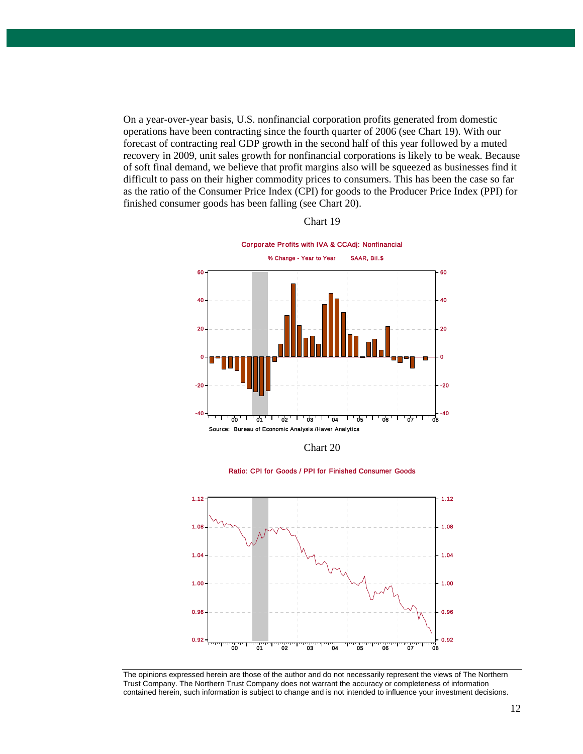On a year-over-year basis, U.S. nonfinancial corporation profits generated from domestic operations have been contracting since the fourth quarter of 2006 (see Chart 19). With our forecast of contracting real GDP growth in the second half of this year followed by a muted recovery in 2009, unit sales growth for nonfinancial corporations is likely to be weak. Because of soft final demand, we believe that profit margins also will be squeezed as businesses find it difficult to pass on their higher commodity prices to consumers. This has been the case so far as the ratio of the Consumer Price Index (CPI) for goods to the Producer Price Index (PPI) for finished consumer goods has been falling (see Chart 20).

Chart 19

Corporate Profits with IVA & CCAdj: Nonfinancial

% Change - Year to Year SAAR, Bil.$

Source: Bureau of Economic Analysis /Haver Analytics

Chart 20

Ratio: CPI for Goods / PPI for Finished Consumer Goods

The opinions expressed herein are those of the author and do not necessarily represent the views of The Northern Trust Company. The Northern Trust Company does not warrant the accuracy or completeness of information contained herein, such information is subject to change and is not intended to influence your investment decisions.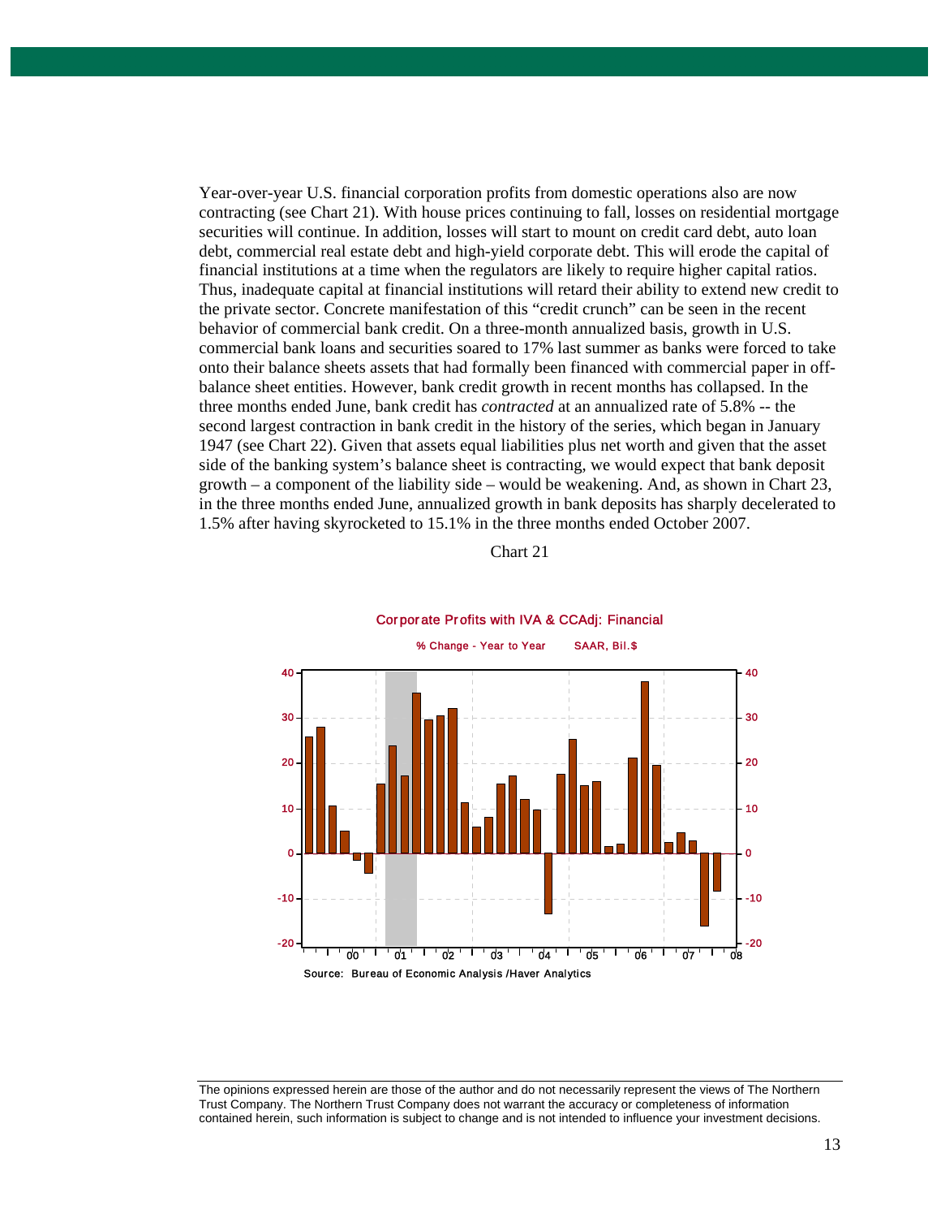Year-over-year U.S. financial corporation profits from domestic operations also are now contracting (see Chart 21). With house prices continuing to fall, losses on residential mortgage securities will continue. In addition, losses will start to mount on credit card debt, auto loan debt, commercial real estate debt and high-yield corporate debt. This will erode the capital of financial institutions at a time when the regulators are likely to require higher capital ratios. Thus, inadequate capital at financial institutions will retard their ability to extend new credit to the private sector. Concrete manifestation of this “credit crunch” can be seen in the recent behavior of commercial bank credit. On a three-month annualized basis, growth in U.S. commercial bank loans and securities soared to 17% last summer as banks were forced to take onto their balance sheets assets that had formally been financed with commercial paper in off-balance sheet entities. However, bank credit growth in recent months has collapsed. In the three months ended June, bank credit has *contracted* at an annualized rate of 5.8% -- the second largest contraction in bank credit in the history of the series, which began in January 1947 (see Chart 22). Given that assets equal liabilities plus net worth and given that the asset side of the banking system’s balance sheet is contracting, we would expect that bank deposit growth – a component of the liability side – would be weakening. And, as shown in Chart 23, in the three months ended June, annualized growth in bank deposits has sharply decelerated to 1.5% after having skyrocketed to 15.1% in the three months ended October 2007.

Chart 21

Corporate Profits with IVA & CCAdj: Financial

% Change - Year to Year    SAAR, Bil.$

Source: Bureau of Economic Analysis /Haver Analytics

The opinions expressed herein are those of the author and do not necessarily represent the views of The Northern Trust Company. The Northern Trust Company does not warrant the accuracy or completeness of information contained herein, such information is subject to change and is not intended to influence your investment decisions.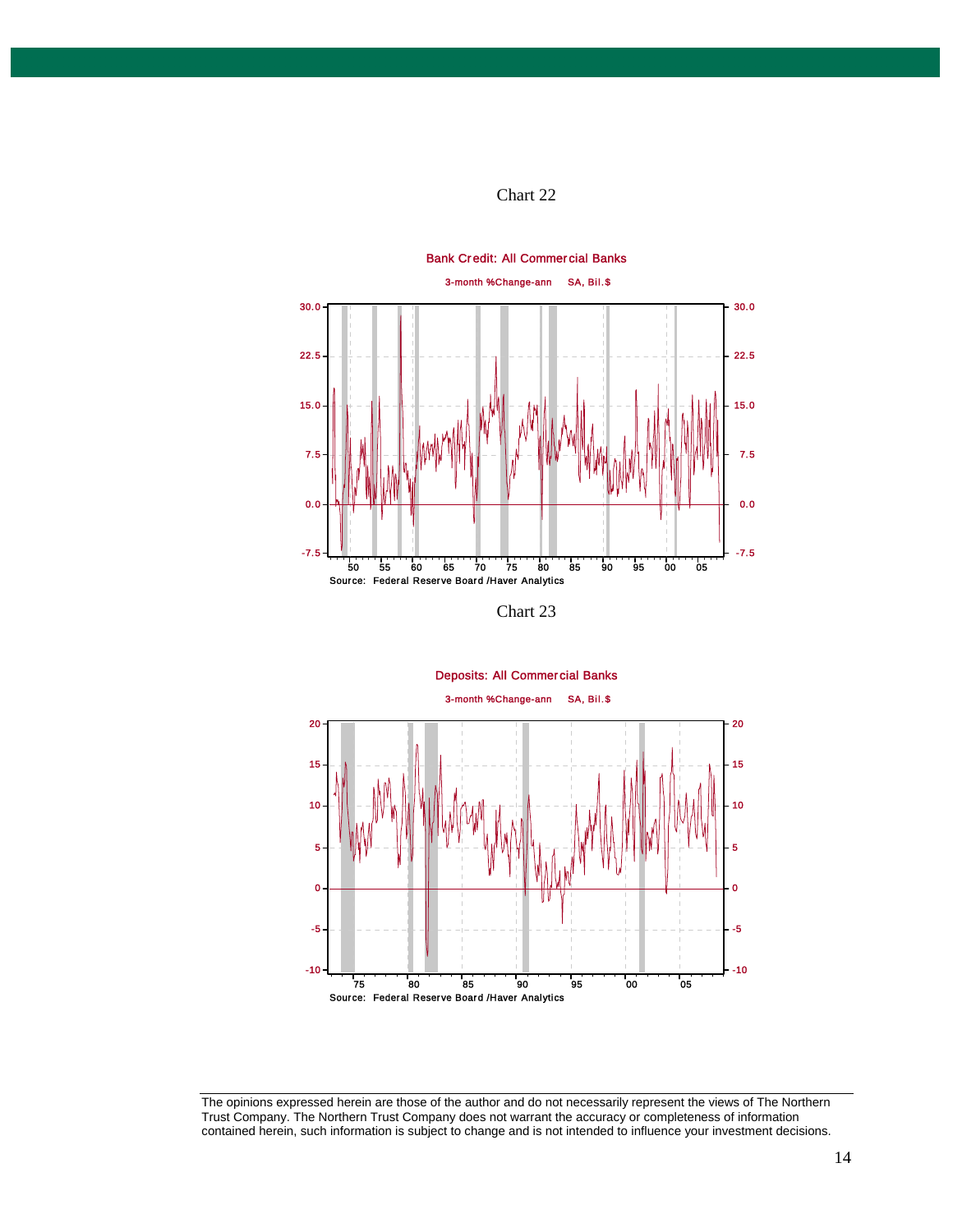Chart 22

Bank Credit: All Commercial Banks

3-month %Change-ann SA, Bil.$

Source: Federal Reserve Board /Haver Analytics

Chart 23

Deposits: All Commercial Banks

3-month %Change-ann SA, Bil.$

Source: Federal Reserve Board /Haver Analytics

The opinions expressed herein are those of the author and do not necessarily represent the views of The Northern Trust Company. The Northern Trust Company does not warrant the accuracy or completeness of information contained herein, such information is subject to change and is not intended to influence your investment decisions.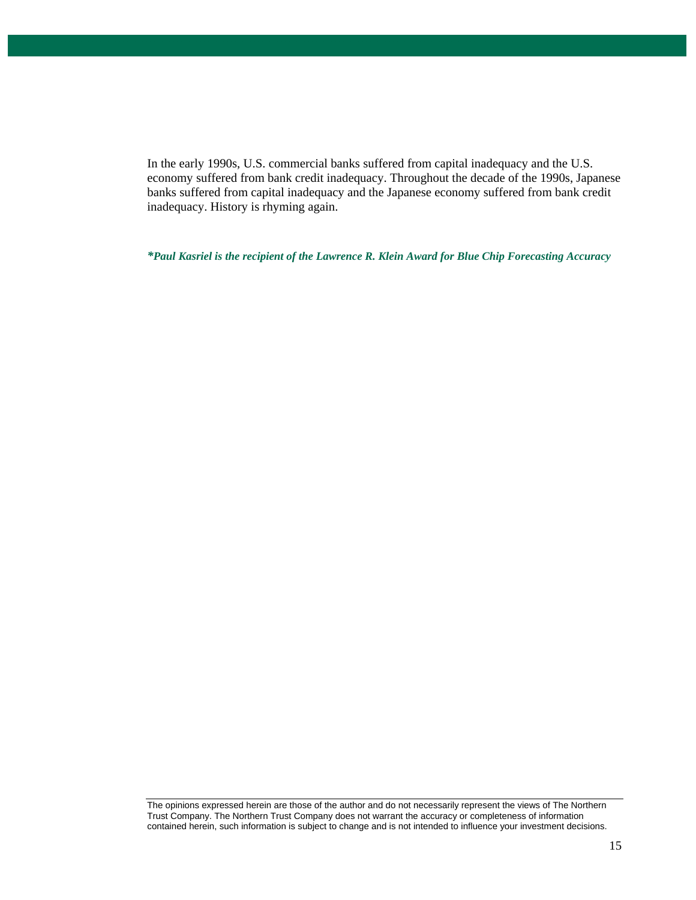In the early 1990s, U.S. commercial banks suffered from capital inadequacy and the U.S. economy suffered from bank credit inadequacy. Throughout the decade of the 1990s, Japanese banks suffered from capital inadequacy and the Japanese economy suffered from bank credit inadequacy. History is rhyming again.

***Paul Kasriel is the recipient of the Lawrence R. Klein Award for Blue Chip Forecasting Accuracy***

---

The opinions expressed herein are those of the author and do not necessarily represent the views of The Northern Trust Company. The Northern Trust Company does not warrant the accuracy or completeness of information contained herein, such information is subject to change and is not intended to influence your investment decisions.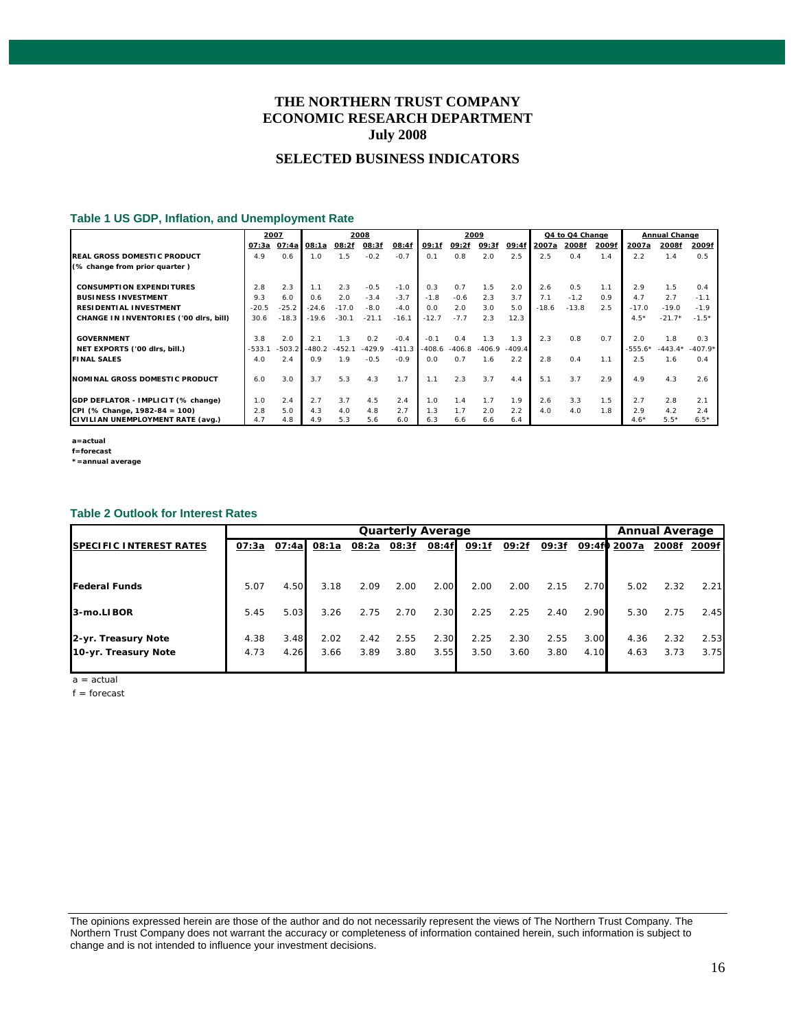# THE NORTHERN TRUST COMPANY
# ECONOMIC RESEARCH DEPARTMENT
# July 2008

## SELECTED BUSINESS INDICATORS

### Table 1 US GDP, Inflation, and Unemployment Rate

| | 2007 | | 2008 | | | | 2009 | | | | Q4 to Q4 Change | | | Annual Change | | |
|---|---|---|---|---|---|---|---|---|---|---|---|---|---|---|---|---|
| | 07:3a | 07:4a | 08:1a | 08:2f | 08:3f | 08:4f | 09:1f | 09:2f | 09:3f | 09:4f | 2007a | 2008f | 2009f | 2007a | 2008f | 2009f |
| **REAL GROSS DOMESTIC PRODUCT** | 4.9 | 0.6 | 1.0 | 1.5 | -0.2 | -0.7 | 0.1 | 0.8 | 2.0 | 2.5 | 2.5 | 0.4 | 1.4 | 2.2 | 1.4 | 0.5 |
| **(% change from prior quarter )** | | | | | | | | | | | | | | | | |
| **CONSUMPTION EXPENDITURES** | 2.8 | 2.3 | 1.1 | 2.3 | -0.5 | -1.0 | 0.3 | 0.7 | 1.5 | 2.0 | 2.6 | 0.5 | 1.1 | 2.9 | 1.5 | 0.4 |
| **BUSINESS INVESTMENT** | 9.3 | 6.0 | 0.6 | 2.0 | -3.4 | -3.7 | -1.8 | -0.6 | 2.3 | 3.7 | 7.1 | -1.2 | 0.9 | 4.7 | 2.7 | -1.1 |
| **RESIDENTIAL INVESTMENT** | -20.5 | -25.2 | -24.6 | -17.0 | -8.0 | -4.0 | 0.0 | 2.0 | 3.0 | 5.0 | -18.6 | -13.8 | 2.5 | -17.0 | -19.0 | -1.9 |
| **CHANGE IN INVENTORIES ('00 dlrs, bill)** | 30.6 | -18.3 | -19.6 | -30.1 | -21.1 | -16.1 | -12.7 | -7.7 | 2.3 | 12.3 | | | | 4.5* | -21.7* | -1.5* |
| **GOVERNMENT** | 3.8 | 2.0 | 2.1 | 1.3 | 0.2 | -0.4 | -0.1 | 0.4 | 1.3 | 1.3 | 2.3 | 0.8 | 0.7 | 2.0 | 1.8 | 0.3 |
| **NET EXPORTS ('00 dlrs, bill.)** | -533.1 | -503.2 | -480.2 | -452.1 | -429.9 | -411.3 | -408.6 | -406.8 | -406.9 | -409.4 | | | | -555.6* | -443.4* | -407.9* |
| **FINAL SALES** | 4.0 | 2.4 | 0.9 | 1.9 | -0.5 | -0.9 | 0.0 | 0.7 | 1.6 | 2.2 | 2.8 | 0.4 | 1.1 | 2.5 | 1.6 | 0.4 |
| **NOMINAL GROSS DOMESTIC PRODUCT** | 6.0 | 3.0 | 3.7 | 5.3 | 4.3 | 1.7 | 1.1 | 2.3 | 3.7 | 4.4 | 5.1 | 3.7 | 2.9 | 4.9 | 4.3 | 2.6 |
| **GDP DEFLATOR - IMPLICIT (% change)** | 1.0 | 2.4 | 2.7 | 3.7 | 4.5 | 2.4 | 1.0 | 1.4 | 1.7 | 1.9 | 2.6 | 3.3 | 1.5 | 2.7 | 2.8 | 2.1 |
| **CPI (% Change, 1982-84 = 100)** | 2.8 | 5.0 | 4.3 | 4.0 | 4.8 | 2.7 | 1.3 | 1.7 | 2.0 | 2.2 | 4.0 | 4.0 | 1.8 | 2.9 | 4.2 | 2.4 |
| **CIVILIAN UNEMPLOYMENT RATE (avg.)** | 4.7 | 4.8 | 4.9 | 5.3 | 5.6 | 6.0 | 6.3 | 6.6 | 6.6 | 6.4 | | | | 4.6* | 5.5* | 6.5* |

a=actual
f=forecast
*=annual average

### Table 2 Outlook for Interest Rates

| | Quarterly Average | | | | | | | | | | Annual Average | | |
|---|---|---|---|---|---|---|---|---|---|---|---|---|---|
| **SPECIFIC INTEREST RATES** | 07:3a | 07:4a | 08:1a | 08:2a | 08:3f | 08:4f | 09:1f | 09:2f | 09:3f | 09:4f | 2007a | 2008f | 2009f |
| **Federal Funds** | 5.07 | 4.50 | 3.18 | 2.09 | 2.00 | 2.00 | 2.00 | 2.00 | 2.15 | 2.70 | 5.02 | 2.32 | 2.21 |
| **3-mo.LIBOR** | 5.45 | 5.03 | 3.26 | 2.75 | 2.70 | 2.30 | 2.25 | 2.25 | 2.40 | 2.90 | 5.30 | 2.75 | 2.45 |
| **2-yr. Treasury Note** | 4.38 | 3.48 | 2.02 | 2.42 | 2.55 | 2.30 | 2.25 | 2.30 | 2.55 | 3.00 | 4.36 | 2.32 | 2.53 |
| **10-yr. Treasury Note** | 4.73 | 4.26 | 3.66 | 3.89 | 3.80 | 3.55 | 3.50 | 3.60 | 3.80 | 4.10 | 4.63 | 3.73 | 3.75 |

a = actual
f = forecast

The opinions expressed herein are those of the author and do not necessarily represent the views of The Northern Trust Company. The Northern Trust Company does not warrant the accuracy or completeness of information contained herein, such information is subject to change and is not intended to influence your investment decisions.